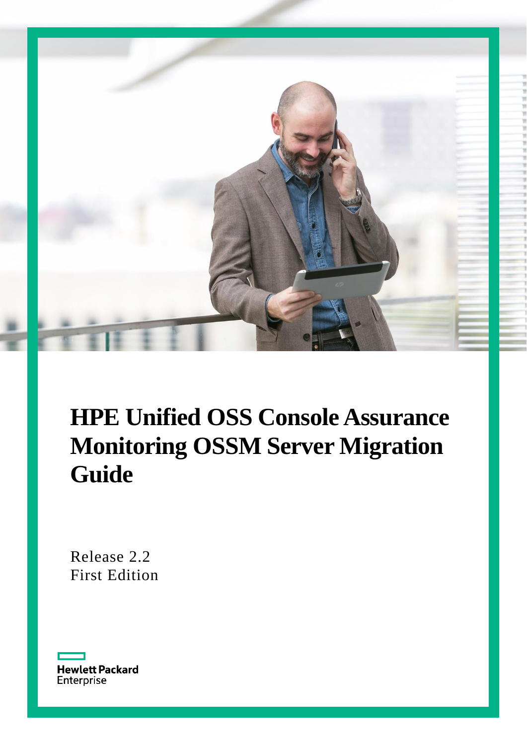# HPE Unified OSS Console Assurance Monitoring OSSM Server Migration Guide

Release 2.2
First Edition

Hewlett Packard
Enterprise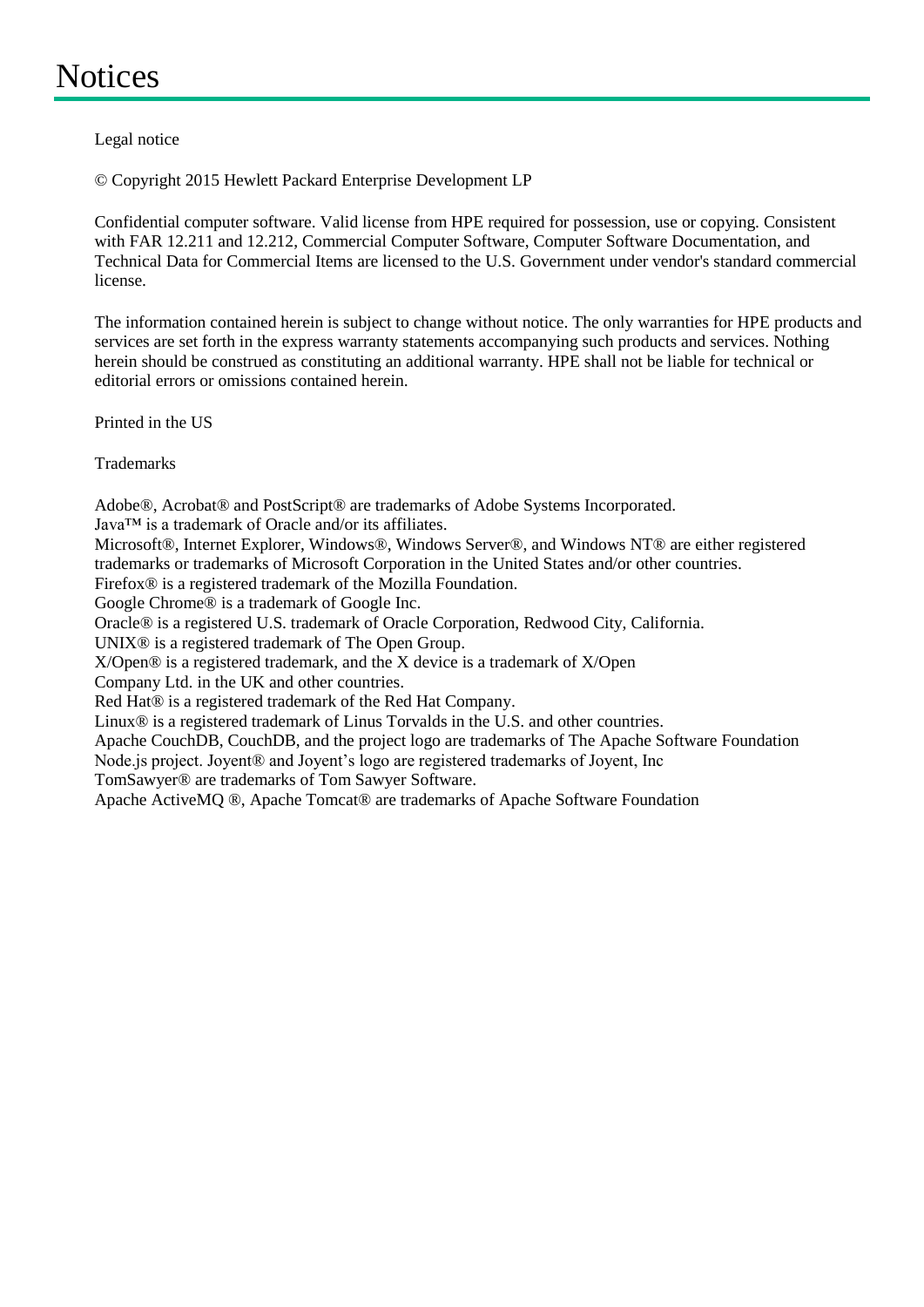# Notices

Legal notice

© Copyright 2015 Hewlett Packard Enterprise Development LP

Confidential computer software. Valid license from HPE required for possession, use or copying. Consistent with FAR 12.211 and 12.212, Commercial Computer Software, Computer Software Documentation, and Technical Data for Commercial Items are licensed to the U.S. Government under vendor's standard commercial license.

The information contained herein is subject to change without notice. The only warranties for HPE products and services are set forth in the express warranty statements accompanying such products and services. Nothing herein should be construed as constituting an additional warranty. HPE shall not be liable for technical or editorial errors or omissions contained herein.

Printed in the US

Trademarks

Adobe®, Acrobat® and PostScript® are trademarks of Adobe Systems Incorporated.
Java™ is a trademark of Oracle and/or its affiliates.
Microsoft®, Internet Explorer, Windows®, Windows Server®, and Windows NT® are either registered trademarks or trademarks of Microsoft Corporation in the United States and/or other countries.
Firefox® is a registered trademark of the Mozilla Foundation.
Google Chrome® is a trademark of Google Inc.
Oracle® is a registered U.S. trademark of Oracle Corporation, Redwood City, California.
UNIX® is a registered trademark of The Open Group.
X/Open® is a registered trademark, and the X device is a trademark of X/Open Company Ltd. in the UK and other countries.
Red Hat® is a registered trademark of the Red Hat Company.
Linux® is a registered trademark of Linus Torvalds in the U.S. and other countries.
Apache CouchDB, CouchDB, and the project logo are trademarks of The Apache Software Foundation
Node.js project. Joyent® and Joyent's logo are registered trademarks of Joyent, Inc
TomSawyer® are trademarks of Tom Sawyer Software.
Apache ActiveMQ ®, Apache Tomcat® are trademarks of Apache Software Foundation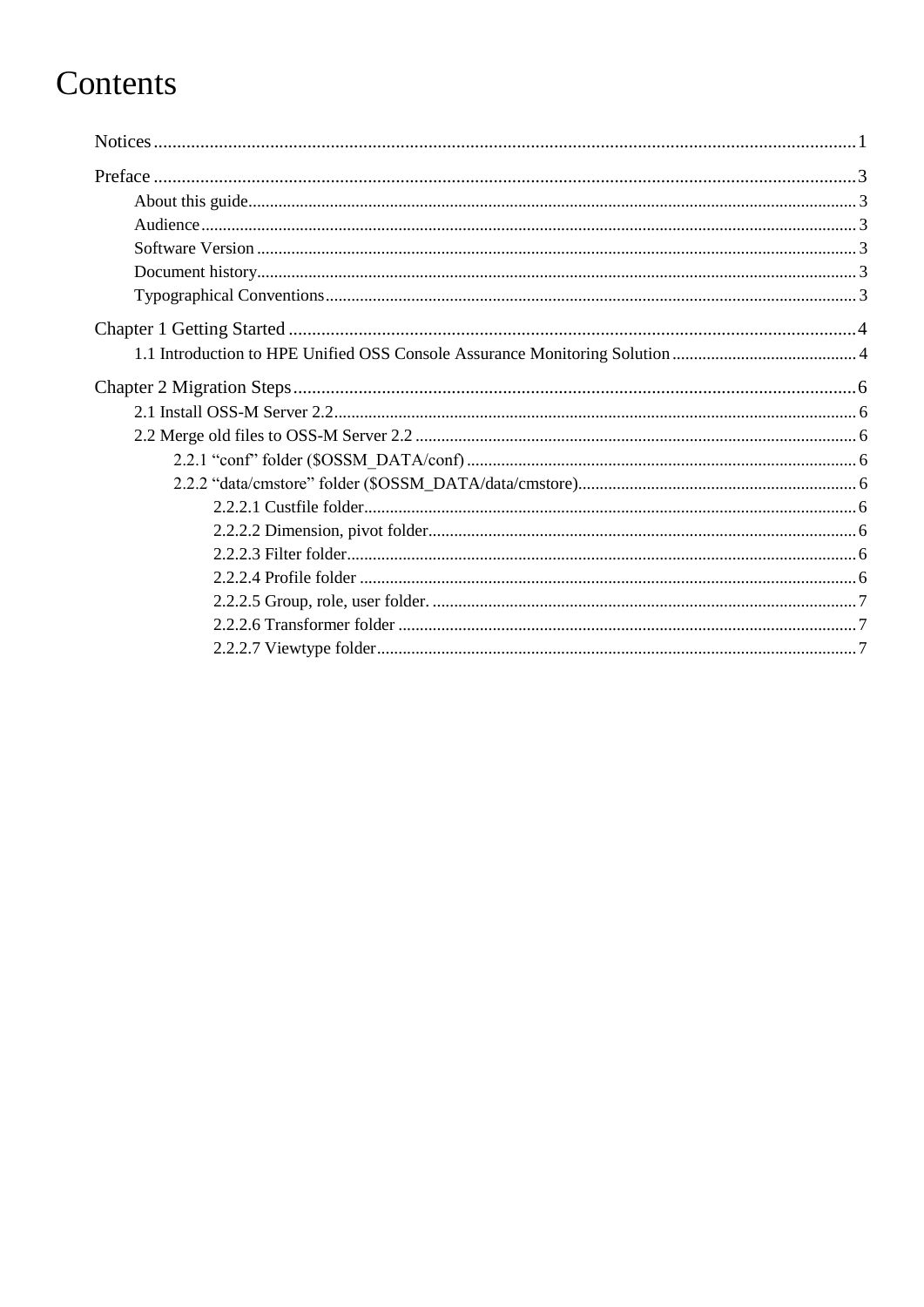# Contents

Notices ..... 1

Preface ..... 3

- About this guide ..... 3
- Audience ..... 3
- Software Version ..... 3
- Document history ..... 3
- Typographical Conventions ..... 3

Chapter 1 Getting Started ..... 4

- 1.1 Introduction to HPE Unified OSS Console Assurance Monitoring Solution ..... 4

Chapter 2 Migration Steps ..... 6

- 2.1 Install OSS-M Server 2.2 ..... 6
- 2.2 Merge old files to OSS-M Server 2.2 ..... 6
  - 2.2.1 “conf” folder ($OSSM_DATA/conf) ..... 6
  - 2.2.2 “data/cmstore” folder ($OSSM_DATA/data/cmstore) ..... 6
    - 2.2.2.1 Custfile folder ..... 6
    - 2.2.2.2 Dimension, pivot folder ..... 6
    - 2.2.2.3 Filter folder ..... 6
    - 2.2.2.4 Profile folder ..... 6
    - 2.2.2.5 Group, role, user folder. ..... 7
    - 2.2.2.6 Transformer folder ..... 7
    - 2.2.2.7 Viewtype folder ..... 7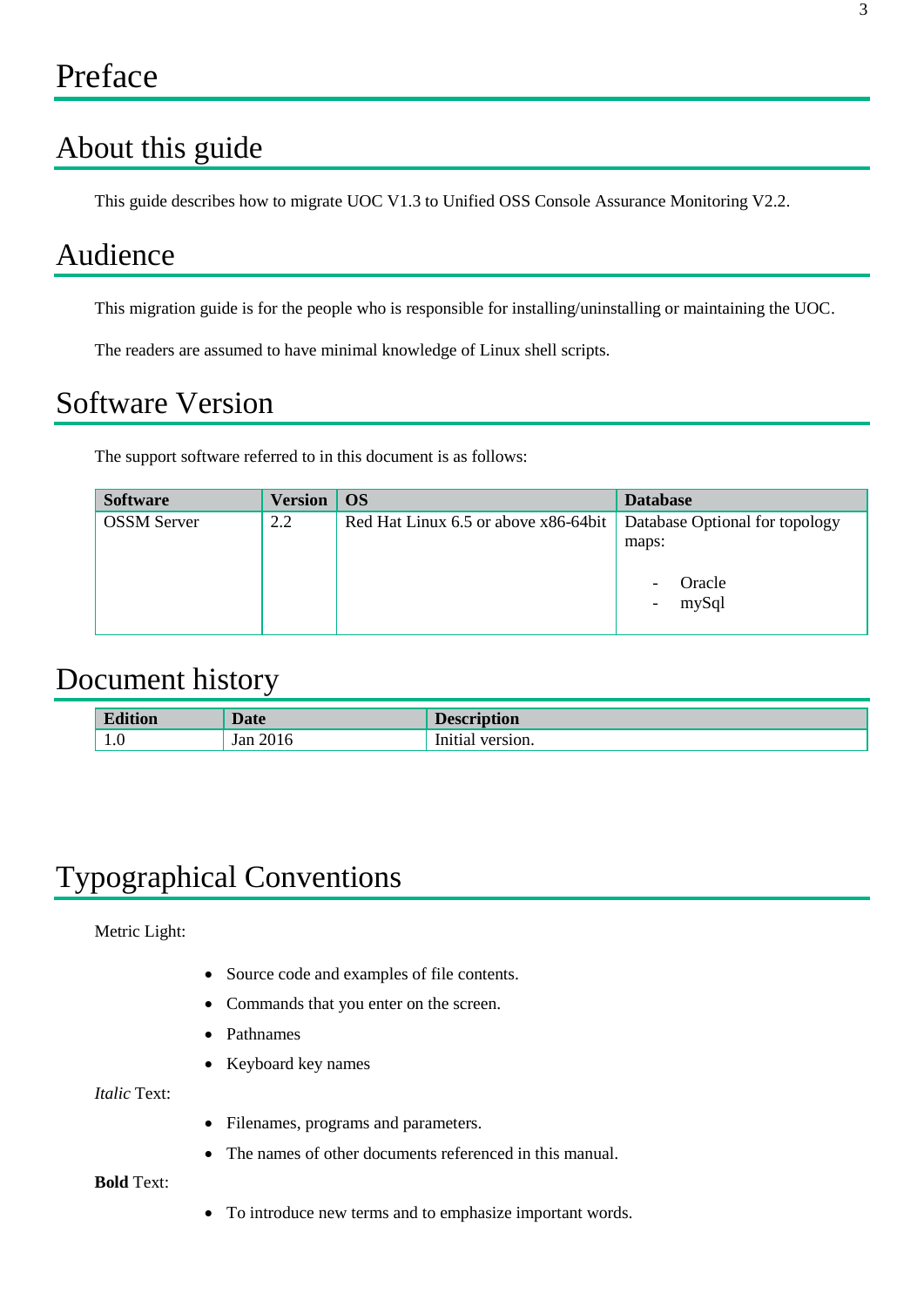# Preface

## About this guide

This guide describes how to migrate UOC V1.3 to Unified OSS Console Assurance Monitoring V2.2.

## Audience

This migration guide is for the people who is responsible for installing/uninstalling or maintaining the UOC.

The readers are assumed to have minimal knowledge of Linux shell scripts.

## Software Version

The support software referred to in this document is as follows:

| Software | Version | OS | Database |
|---|---|---|---|
| OSSM Server | 2.2 | Red Hat Linux 6.5 or above x86-64bit | Database Optional for topology maps:<br>- Oracle<br>- mySql |

## Document history

| Edition | Date | Description |
|---|---|---|
| 1.0 | Jan 2016 | Initial version. |

## Typographical Conventions

Metric Light:

- Source code and examples of file contents.
- Commands that you enter on the screen.
- Pathnames
- Keyboard key names

*Italic* Text:

- Filenames, programs and parameters.
- The names of other documents referenced in this manual.

**Bold** Text:

- To introduce new terms and to emphasize important words.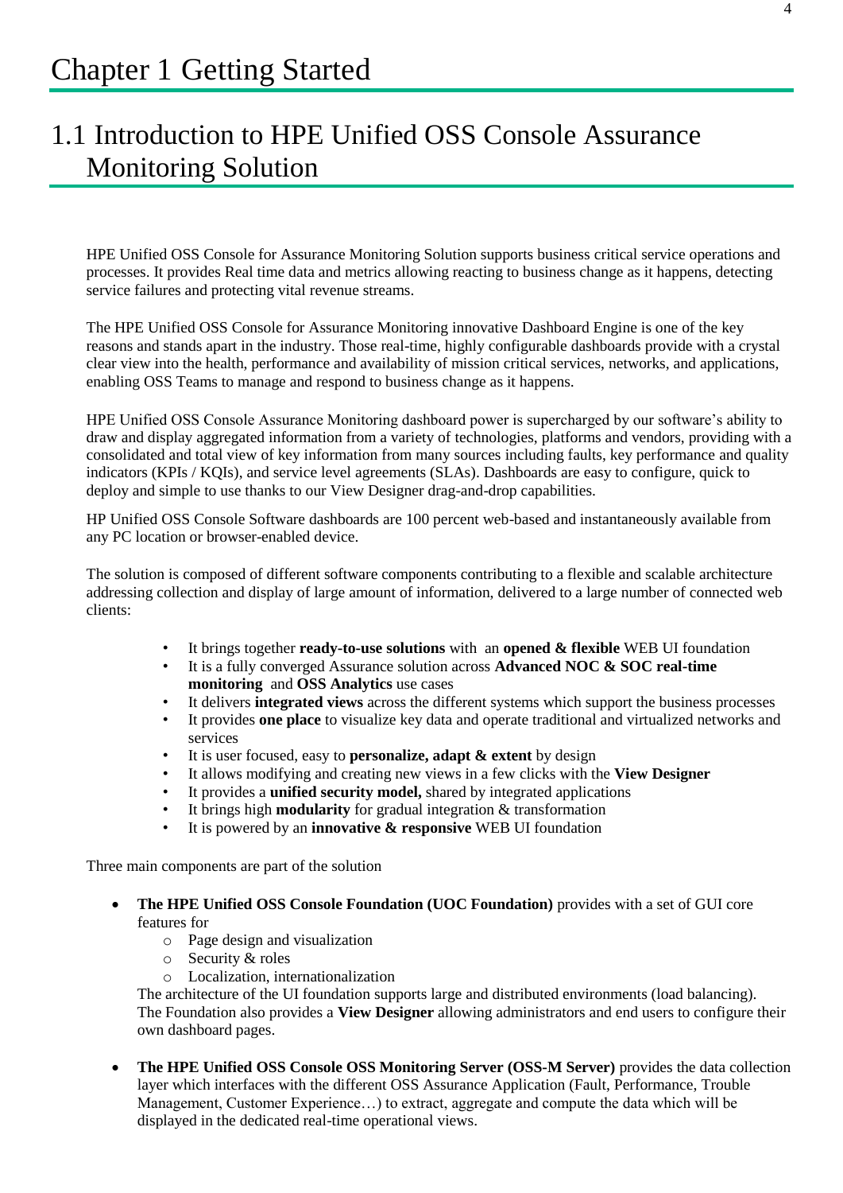# Chapter 1 Getting Started

## 1.1 Introduction to HPE Unified OSS Console Assurance Monitoring Solution

HPE Unified OSS Console for Assurance Monitoring Solution supports business critical service operations and processes. It provides Real time data and metrics allowing reacting to business change as it happens, detecting service failures and protecting vital revenue streams.

The HPE Unified OSS Console for Assurance Monitoring innovative Dashboard Engine is one of the key reasons and stands apart in the industry. Those real-time, highly configurable dashboards provide with a crystal clear view into the health, performance and availability of mission critical services, networks, and applications, enabling OSS Teams to manage and respond to business change as it happens.

HPE Unified OSS Console Assurance Monitoring dashboard power is supercharged by our software's ability to draw and display aggregated information from a variety of technologies, platforms and vendors, providing with a consolidated and total view of key information from many sources including faults, key performance and quality indicators (KPIs / KQIs), and service level agreements (SLAs). Dashboards are easy to configure, quick to deploy and simple to use thanks to our View Designer drag-and-drop capabilities.

HP Unified OSS Console Software dashboards are 100 percent web-based and instantaneously available from any PC location or browser-enabled device.

The solution is composed of different software components contributing to a flexible and scalable architecture addressing collection and display of large amount of information, delivered to a large number of connected web clients:

- It brings together **ready-to-use solutions** with an **opened & flexible** WEB UI foundation
- It is a fully converged Assurance solution across **Advanced NOC & SOC real-time monitoring** and **OSS Analytics** use cases
- It delivers **integrated views** across the different systems which support the business processes
- It provides **one place** to visualize key data and operate traditional and virtualized networks and services
- It is user focused, easy to **personalize, adapt & extent** by design
- It allows modifying and creating new views in a few clicks with the **View Designer**
- It provides a **unified security model,** shared by integrated applications
- It brings high **modularity** for gradual integration & transformation
- It is powered by an **innovative & responsive** WEB UI foundation

Three main components are part of the solution

- **The HPE Unified OSS Console Foundation (UOC Foundation)** provides with a set of GUI core features for
  - Page design and visualization
  - Security & roles
  - Localization, internationalization

  The architecture of the UI foundation supports large and distributed environments (load balancing). The Foundation also provides a **View Designer** allowing administrators and end users to configure their own dashboard pages.

- **The HPE Unified OSS Console OSS Monitoring Server (OSS-M Server)** provides the data collection layer which interfaces with the different OSS Assurance Application (Fault, Performance, Trouble Management, Customer Experience…) to extract, aggregate and compute the data which will be displayed in the dedicated real-time operational views.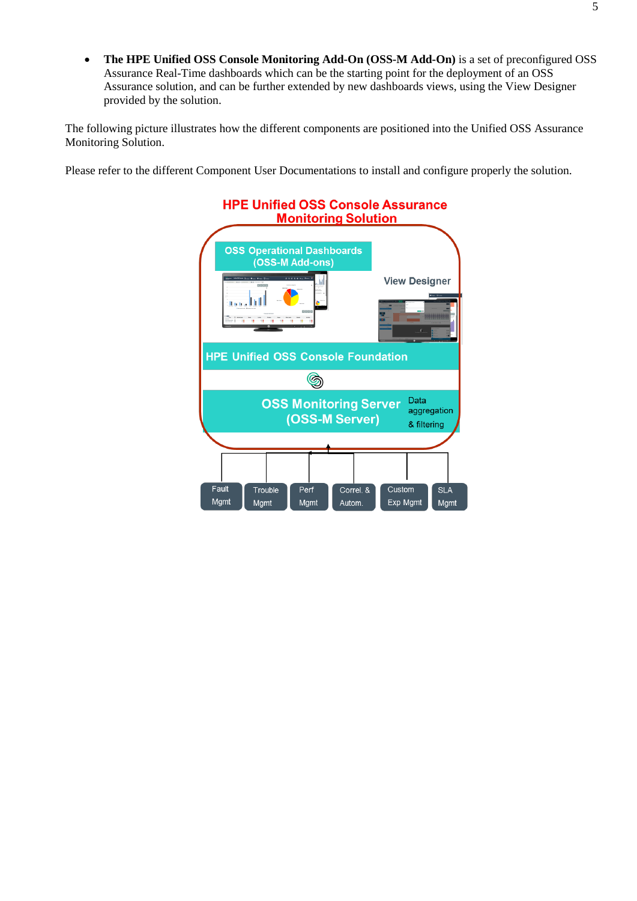- **The HPE Unified OSS Console Monitoring Add-On (OSS-M Add-On)** is a set of preconfigured OSS Assurance Real-Time dashboards which can be the starting point for the deployment of an OSS Assurance solution, and can be further extended by new dashboards views, using the View Designer provided by the solution.

The following picture illustrates how the different components are positioned into the Unified OSS Assurance Monitoring Solution.

Please refer to the different Component User Documentations to install and configure properly the solution.

HPE Unified OSS Console Assurance Monitoring Solution

OSS Operational Dashboards (OSS-M Add-ons)

View Designer

HPE Unified OSS Console Foundation

OSS Monitoring Server (OSS-M Server)

Data aggregation & filtering

Fault Mgmt | Trouble Mgmt | Perf Mgmt | Correl. & Autom. | Custom Exp Mgmt | SLA Mgmt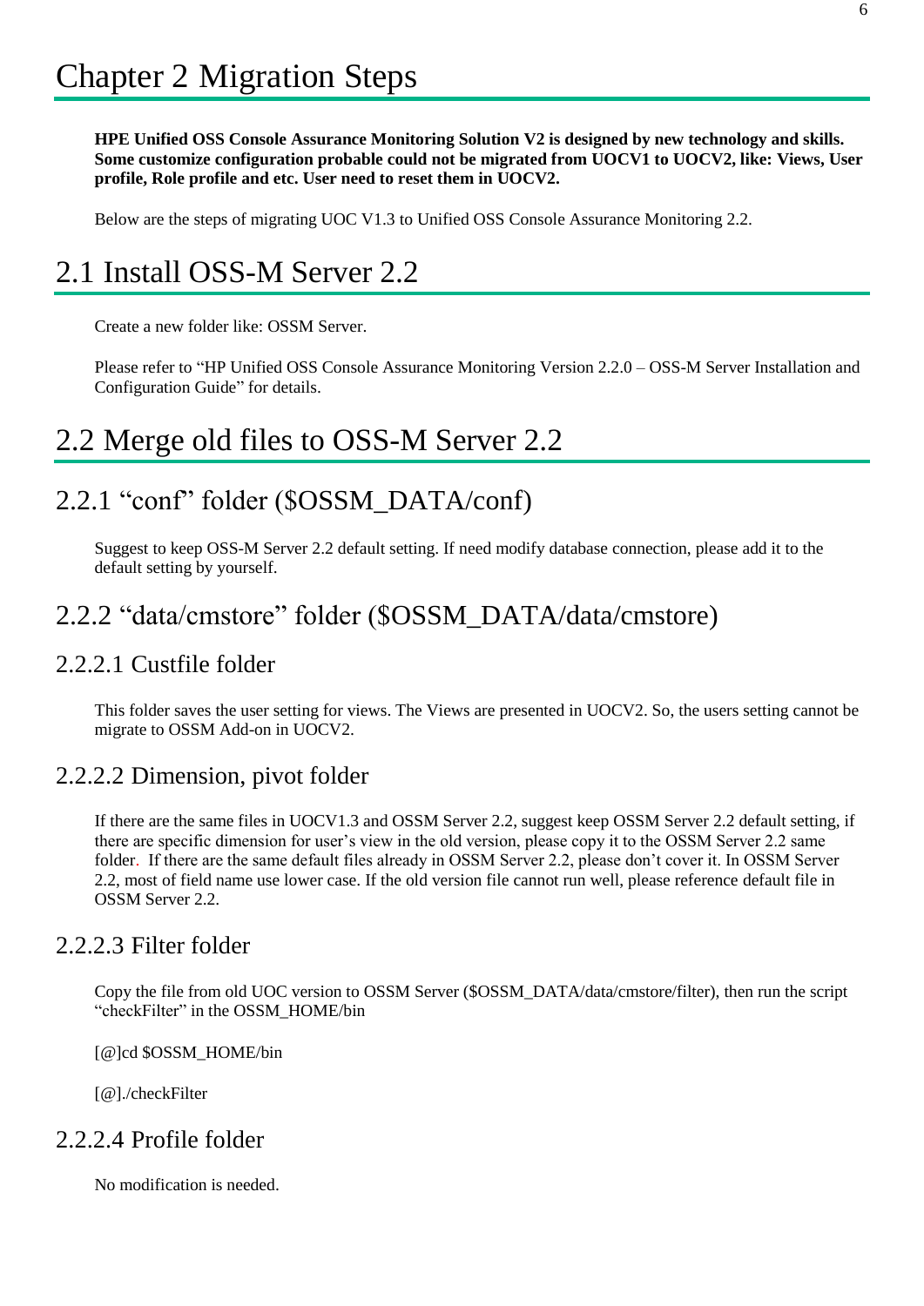# Chapter 2 Migration Steps

**HPE Unified OSS Console Assurance Monitoring Solution V2 is designed by new technology and skills. Some customize configuration probable could not be migrated from UOCV1 to UOCV2, like: Views, User profile, Role profile and etc. User need to reset them in UOCV2.**

Below are the steps of migrating UOC V1.3 to Unified OSS Console Assurance Monitoring 2.2.

# 2.1 Install OSS-M Server 2.2

Create a new folder like: OSSM Server.

Please refer to "HP Unified OSS Console Assurance Monitoring Version 2.2.0 – OSS-M Server Installation and Configuration Guide" for details.

# 2.2 Merge old files to OSS-M Server 2.2

## 2.2.1 "conf" folder ($OSSM_DATA/conf)

Suggest to keep OSS-M Server 2.2 default setting. If need modify database connection, please add it to the default setting by yourself.

## 2.2.2 "data/cmstore" folder ($OSSM_DATA/data/cmstore)

### 2.2.2.1 Custfile folder

This folder saves the user setting for views. The Views are presented in UOCV2. So, the users setting cannot be migrate to OSSM Add-on in UOCV2.

### 2.2.2.2 Dimension, pivot folder

If there are the same files in UOCV1.3 and OSSM Server 2.2, suggest keep OSSM Server 2.2 default setting, if there are specific dimension for user's view in the old version, please copy it to the OSSM Server 2.2 same folder. If there are the same default files already in OSSM Server 2.2, please don't cover it. In OSSM Server 2.2, most of field name use lower case. If the old version file cannot run well, please reference default file in OSSM Server 2.2.

### 2.2.2.3 Filter folder

Copy the file from old UOC version to OSSM Server ($OSSM_DATA/data/cmstore/filter), then run the script "checkFilter" in the OSSM_HOME/bin

[@]cd $OSSM_HOME/bin

[@]./checkFilter

### 2.2.2.4 Profile folder

No modification is needed.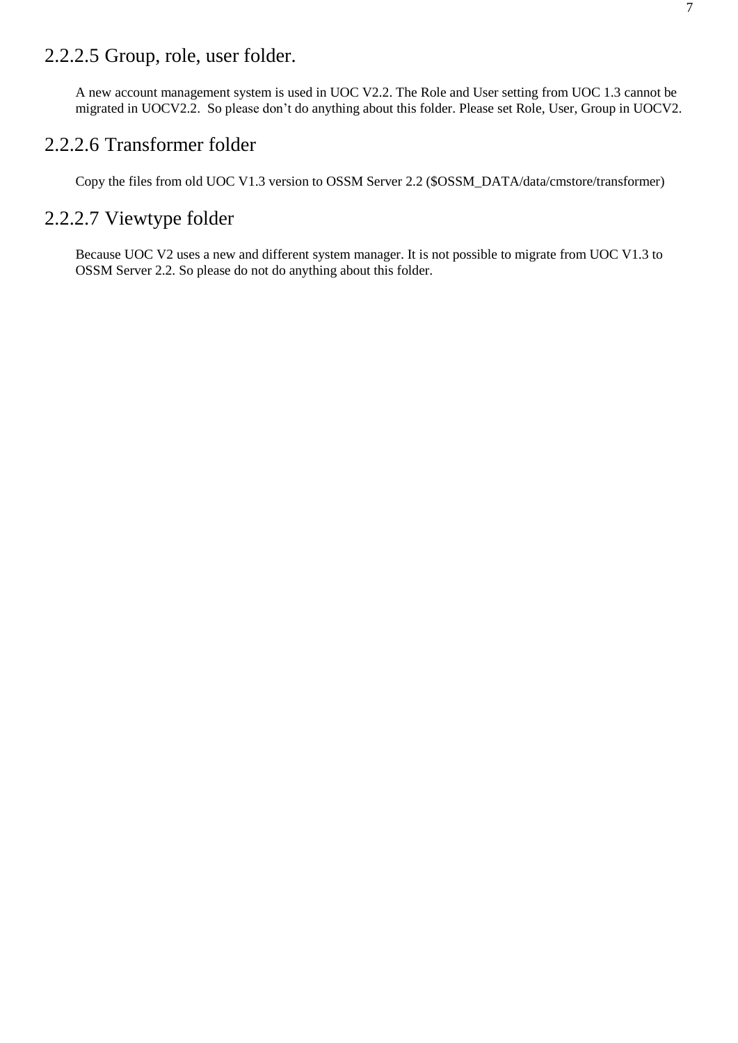#### 2.2.2.5 Group, role, user folder.

A new account management system is used in UOC V2.2. The Role and User setting from UOC 1.3 cannot be migrated in UOCV2.2. So please don’t do anything about this folder. Please set Role, User, Group in UOCV2.

#### 2.2.2.6 Transformer folder

Copy the files from old UOC V1.3 version to OSSM Server 2.2 ($OSSM_DATA/data/cmstore/transformer)

#### 2.2.2.7 Viewtype folder

Because UOC V2 uses a new and different system manager. It is not possible to migrate from UOC V1.3 to OSSM Server 2.2. So please do not do anything about this folder.